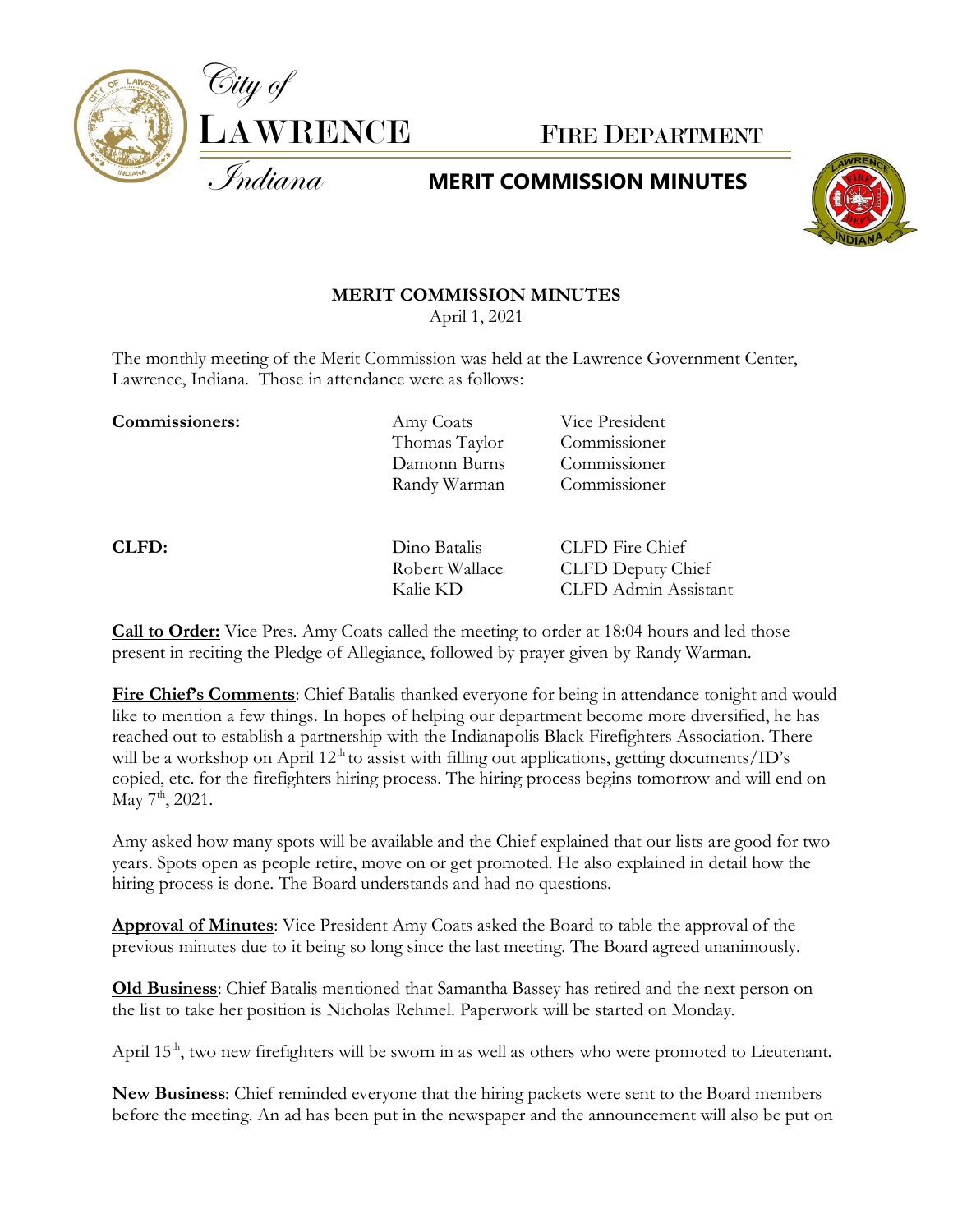City of
LAWRENCE
Indiana

FIRE DEPARTMENT

**MERIT COMMISSION MINUTES**

**MERIT COMMISSION MINUTES**
April 1, 2021

The monthly meeting of the Merit Commission was held at the Lawrence Government Center, Lawrence, Indiana. Those in attendance were as follows:

| | | |
|---|---|---|
| **Commissioners:** | Amy Coats | Vice President |
| | Thomas Taylor | Commissioner |
| | Damonn Burns | Commissioner |
| | Randy Warman | Commissioner |
| **CLFD:** | Dino Batalis | CLFD Fire Chief |
| | Robert Wallace | CLFD Deputy Chief |
| | Kalie KD | CLFD Admin Assistant |

**Call to Order:** Vice Pres. Amy Coats called the meeting to order at 18:04 hours and led those present in reciting the Pledge of Allegiance, followed by prayer given by Randy Warman.

**Fire Chief's Comments**: Chief Batalis thanked everyone for being in attendance tonight and would like to mention a few things. In hopes of helping our department become more diversified, he has reached out to establish a partnership with the Indianapolis Black Firefighters Association. There will be a workshop on April 12th to assist with filling out applications, getting documents/ID's copied, etc. for the firefighters hiring process. The hiring process begins tomorrow and will end on May 7th, 2021.

Amy asked how many spots will be available and the Chief explained that our lists are good for two years. Spots open as people retire, move on or get promoted. He also explained in detail how the hiring process is done. The Board understands and had no questions.

**Approval of Minutes**: Vice President Amy Coats asked the Board to table the approval of the previous minutes due to it being so long since the last meeting. The Board agreed unanimously.

**Old Business**: Chief Batalis mentioned that Samantha Bassey has retired and the next person on the list to take her position is Nicholas Rehmel. Paperwork will be started on Monday.

April 15th, two new firefighters will be sworn in as well as others who were promoted to Lieutenant.

**New Business**: Chief reminded everyone that the hiring packets were sent to the Board members before the meeting. An ad has been put in the newspaper and the announcement will also be put on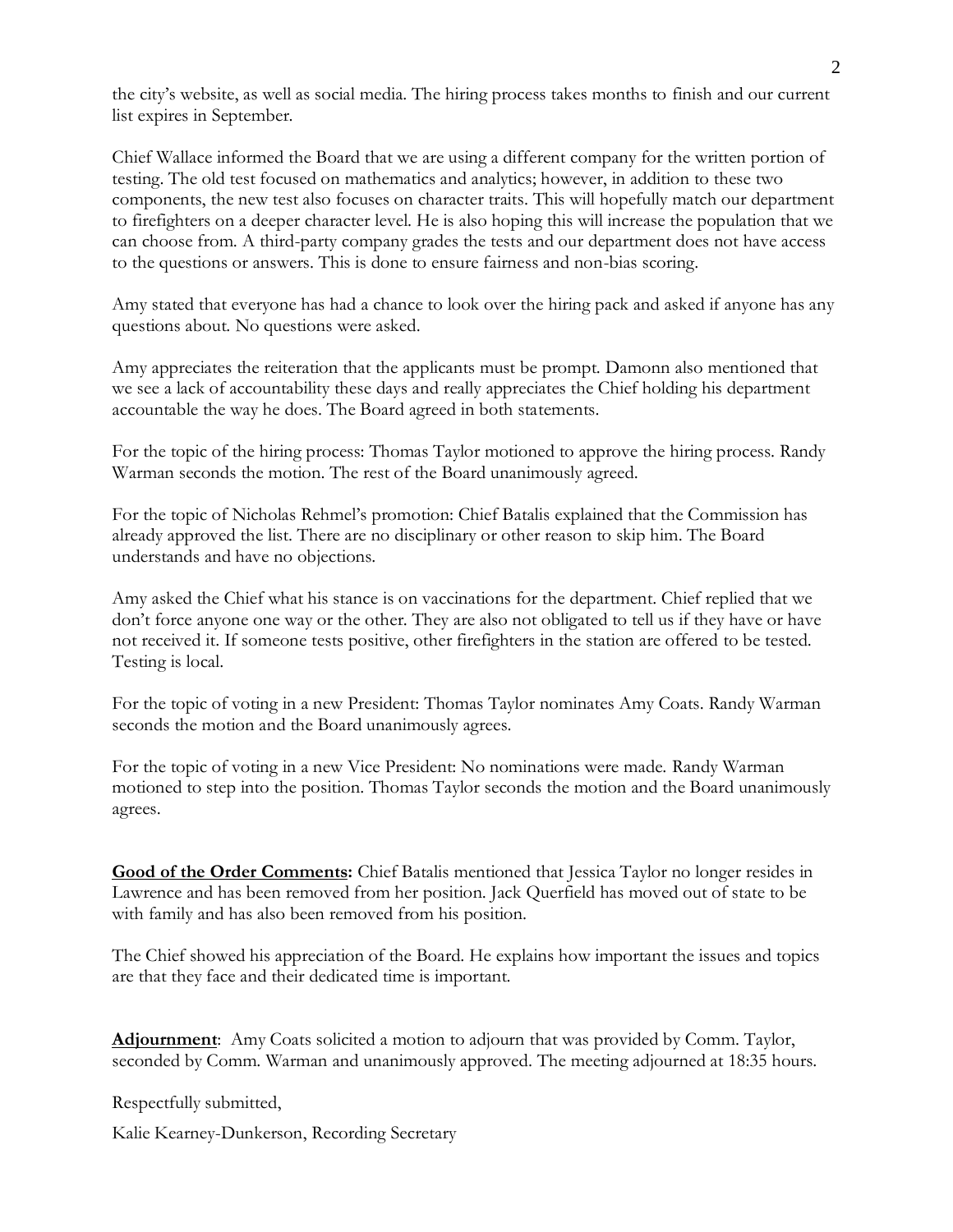the city's website, as well as social media. The hiring process takes months to finish and our current list expires in September.

Chief Wallace informed the Board that we are using a different company for the written portion of testing. The old test focused on mathematics and analytics; however, in addition to these two components, the new test also focuses on character traits. This will hopefully match our department to firefighters on a deeper character level. He is also hoping this will increase the population that we can choose from. A third-party company grades the tests and our department does not have access to the questions or answers. This is done to ensure fairness and non-bias scoring.

Amy stated that everyone has had a chance to look over the hiring pack and asked if anyone has any questions about. No questions were asked.

Amy appreciates the reiteration that the applicants must be prompt. Damonn also mentioned that we see a lack of accountability these days and really appreciates the Chief holding his department accountable the way he does. The Board agreed in both statements.

For the topic of the hiring process: Thomas Taylor motioned to approve the hiring process. Randy Warman seconds the motion. The rest of the Board unanimously agreed.

For the topic of Nicholas Rehmel's promotion: Chief Batalis explained that the Commission has already approved the list. There are no disciplinary or other reason to skip him. The Board understands and have no objections.

Amy asked the Chief what his stance is on vaccinations for the department. Chief replied that we don't force anyone one way or the other. They are also not obligated to tell us if they have or have not received it. If someone tests positive, other firefighters in the station are offered to be tested. Testing is local.

For the topic of voting in a new President: Thomas Taylor nominates Amy Coats. Randy Warman seconds the motion and the Board unanimously agrees.

For the topic of voting in a new Vice President: No nominations were made. Randy Warman motioned to step into the position. Thomas Taylor seconds the motion and the Board unanimously agrees.

**Good of the Order Comments:** Chief Batalis mentioned that Jessica Taylor no longer resides in Lawrence and has been removed from her position. Jack Querfield has moved out of state to be with family and has also been removed from his position.

The Chief showed his appreciation of the Board. He explains how important the issues and topics are that they face and their dedicated time is important.

**Adjournment**: Amy Coats solicited a motion to adjourn that was provided by Comm. Taylor, seconded by Comm. Warman and unanimously approved. The meeting adjourned at 18:35 hours.

Respectfully submitted,

Kalie Kearney-Dunkerson, Recording Secretary